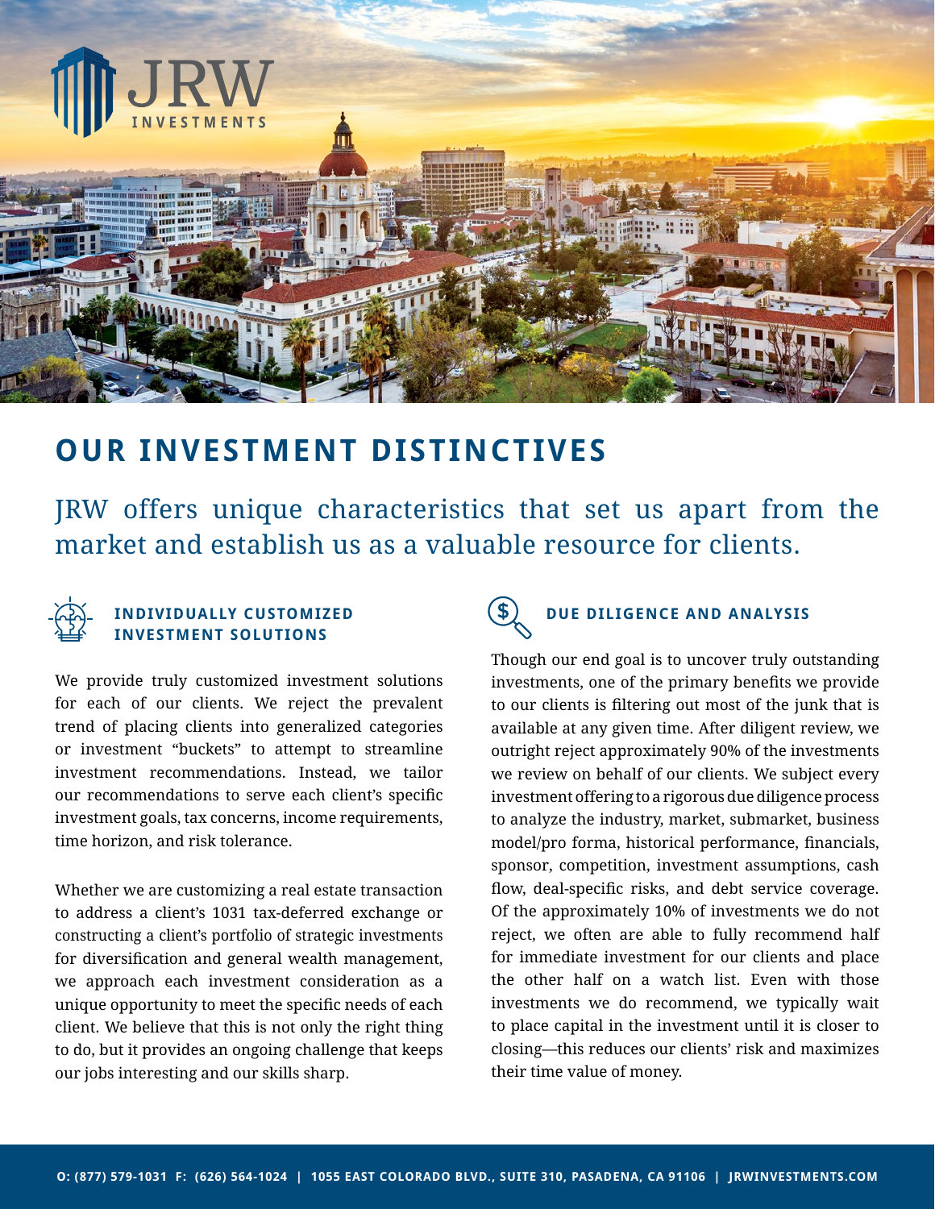JRW INVESTMENTS

# OUR INVESTMENT DISTINCTIVES

JRW offers unique characteristics that set us apart from the market and establish us as a valuable resource for clients.

### INDIVIDUALLY CUSTOMIZED INVESTMENT SOLUTIONS

We provide truly customized investment solutions for each of our clients. We reject the prevalent trend of placing clients into generalized categories or investment "buckets" to attempt to streamline investment recommendations. Instead, we tailor our recommendations to serve each client's specific investment goals, tax concerns, income requirements, time horizon, and risk tolerance.

Whether we are customizing a real estate transaction to address a client's 1031 tax-deferred exchange or constructing a client's portfolio of strategic investments for diversification and general wealth management, we approach each investment consideration as a unique opportunity to meet the specific needs of each client. We believe that this is not only the right thing to do, but it provides an ongoing challenge that keeps our jobs interesting and our skills sharp.

### DUE DILIGENCE AND ANALYSIS

Though our end goal is to uncover truly outstanding investments, one of the primary benefits we provide to our clients is filtering out most of the junk that is available at any given time. After diligent review, we outright reject approximately 90% of the investments we review on behalf of our clients. We subject every investment offering to a rigorous due diligence process to analyze the industry, market, submarket, business model/pro forma, historical performance, financials, sponsor, competition, investment assumptions, cash flow, deal-specific risks, and debt service coverage. Of the approximately 10% of investments we do not reject, we often are able to fully recommend half for immediate investment for our clients and place the other half on a watch list. Even with those investments we do recommend, we typically wait to place capital in the investment until it is closer to closing—this reduces our clients' risk and maximizes their time value of money.

O: (877) 579-1031 F: (626) 564-1024 | 1055 EAST COLORADO BLVD., SUITE 310, PASADENA, CA 91106 | JRWINVESTMENTS.COM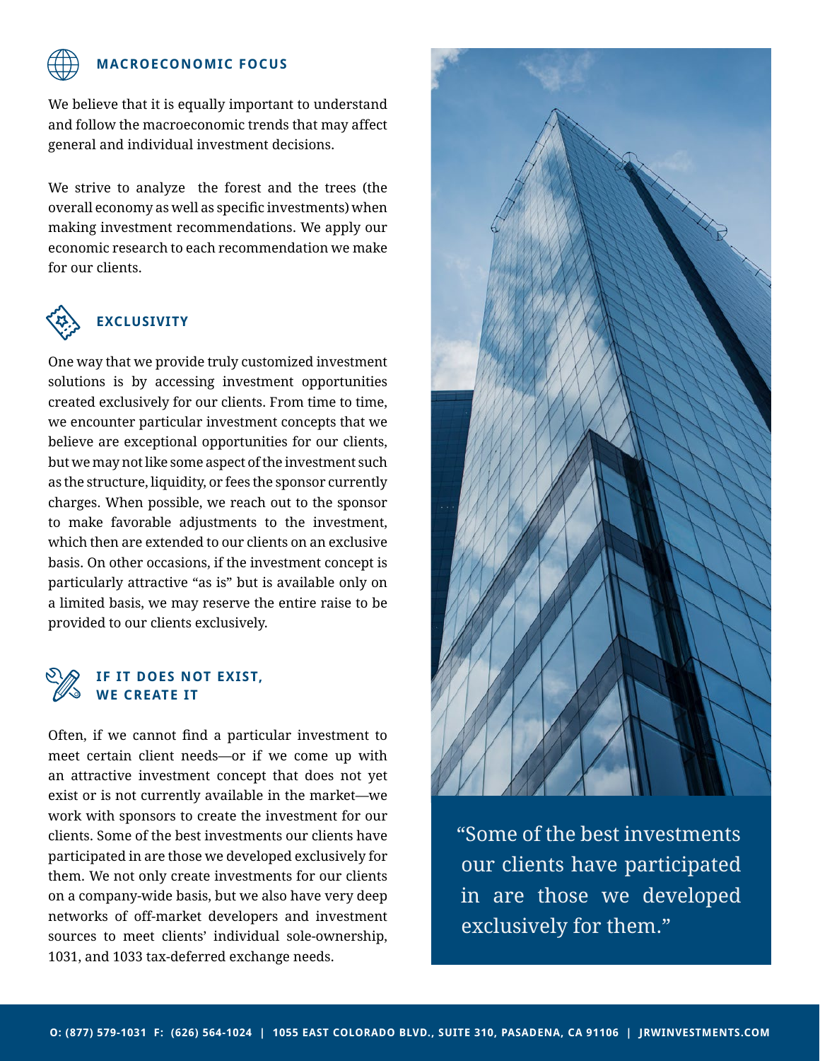## MACROECONOMIC FOCUS

We believe that it is equally important to understand and follow the macroeconomic trends that may affect general and individual investment decisions.

We strive to analyze the forest and the trees (the overall economy as well as specific investments) when making investment recommendations. We apply our economic research to each recommendation we make for our clients.

## EXCLUSIVITY

One way that we provide truly customized investment solutions is by accessing investment opportunities created exclusively for our clients. From time to time, we encounter particular investment concepts that we believe are exceptional opportunities for our clients, but we may not like some aspect of the investment such as the structure, liquidity, or fees the sponsor currently charges. When possible, we reach out to the sponsor to make favorable adjustments to the investment, which then are extended to our clients on an exclusive basis. On other occasions, if the investment concept is particularly attractive "as is" but is available only on a limited basis, we may reserve the entire raise to be provided to our clients exclusively.

## IF IT DOES NOT EXIST, WE CREATE IT

Often, if we cannot find a particular investment to meet certain client needs—or if we come up with an attractive investment concept that does not yet exist or is not currently available in the market—we work with sponsors to create the investment for our clients. Some of the best investments our clients have participated in are those we developed exclusively for them. We not only create investments for our clients on a company-wide basis, but we also have very deep networks of off-market developers and investment sources to meet clients' individual sole-ownership, 1031, and 1033 tax-deferred exchange needs.

> "Some of the best investments our clients have participated in are those we developed exclusively for them."

O: (877) 579-1031 F: (626) 564-1024 | 1055 EAST COLORADO BLVD., SUITE 310, PASADENA, CA 91106 | JRWINVESTMENTS.COM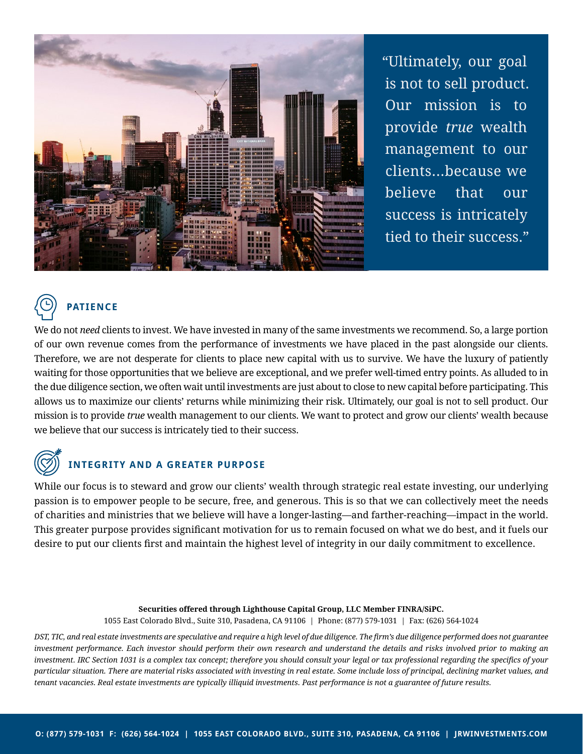> "Ultimately, our goal is not to sell product. Our mission is to provide *true* wealth management to our clients...because we believe that our success is intricately tied to their success."

## PATIENCE

We do not *need* clients to invest. We have invested in many of the same investments we recommend. So, a large portion of our own revenue comes from the performance of investments we have placed in the past alongside our clients. Therefore, we are not desperate for clients to place new capital with us to survive. We have the luxury of patiently waiting for those opportunities that we believe are exceptional, and we prefer well-timed entry points. As alluded to in the due diligence section, we often wait until investments are just about to close to new capital before participating. This allows us to maximize our clients' returns while minimizing their risk. Ultimately, our goal is not to sell product. Our mission is to provide *true* wealth management to our clients. We want to protect and grow our clients' wealth because we believe that our success is intricately tied to their success.

## INTEGRITY AND A GREATER PURPOSE

While our focus is to steward and grow our clients' wealth through strategic real estate investing, our underlying passion is to empower people to be secure, free, and generous. This is so that we can collectively meet the needs of charities and ministries that we believe will have a longer-lasting—and farther-reaching—impact in the world. This greater purpose provides significant motivation for us to remain focused on what we do best, and it fuels our desire to put our clients first and maintain the highest level of integrity in our daily commitment to excellence.

**Securities offered through Lighthouse Capital Group, LLC Member FINRA/SiPC.**
1055 East Colorado Blvd., Suite 310, Pasadena, CA 91106 | Phone: (877) 579-1031 | Fax: (626) 564-1024

*DST, TIC, and real estate investments are speculative and require a high level of due diligence. The firm's due diligence performed does not guarantee investment performance. Each investor should perform their own research and understand the details and risks involved prior to making an investment. IRC Section 1031 is a complex tax concept; therefore you should consult your legal or tax professional regarding the specifics of your particular situation. There are material risks associated with investing in real estate. Some include loss of principal, declining market values, and tenant vacancies. Real estate investments are typically illiquid investments. Past performance is not a guarantee of future results.*

O: (877) 579-1031 F: (626) 564-1024 | 1055 EAST COLORADO BLVD., SUITE 310, PASADENA, CA 91106 | JRWINVESTMENTS.COM